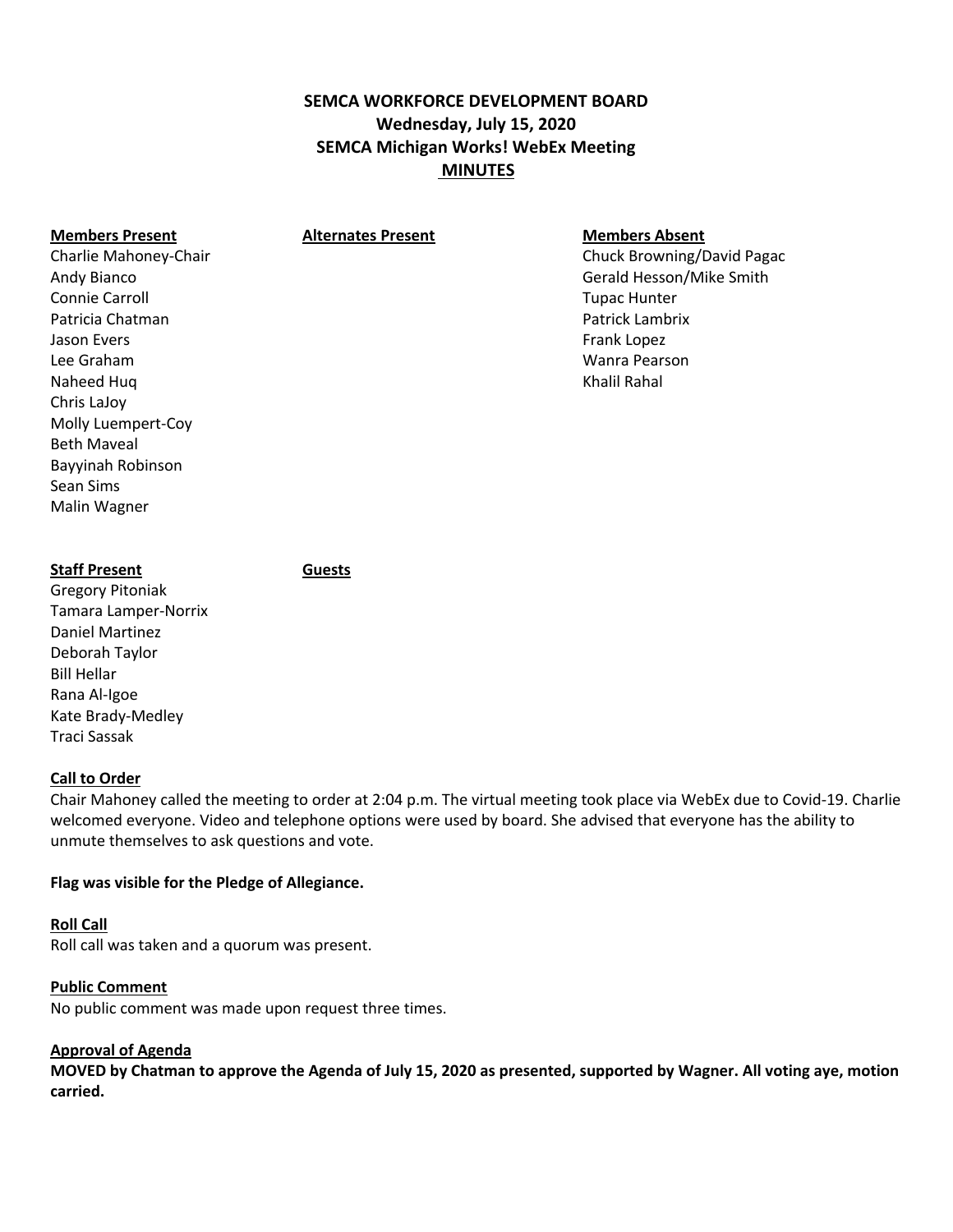# SEMCA WORKFORCE DEVELOPMENT BOARD
## Wednesday, July 15, 2020
## SEMCA Michigan Works! WebEx Meeting
## MINUTES

| Members Present | Alternates Present | Members Absent |
| --- | --- | --- |
| Charlie Mahoney-Chair | | Chuck Browning/David Pagac |
| Andy Bianco | | Gerald Hesson/Mike Smith |
| Connie Carroll | | Tupac Hunter |
| Patricia Chatman | | Patrick Lambrix |
| Jason Evers | | Frank Lopez |
| Lee Graham | | Wanra Pearson |
| Naheed Huq | | Khalil Rahal |
| Chris LaJoy | | |
| Molly Luempert-Coy | | |
| Beth Maveal | | |
| Bayyinah Robinson | | |
| Sean Sims | | |
| Malin Wagner | | |

| Staff Present | Guests |
| --- | --- |
| Gregory Pitoniak | |
| Tamara Lamper-Norrix | |
| Daniel Martinez | |
| Deborah Taylor | |
| Bill Hellar | |
| Rana Al-Igoe | |
| Kate Brady-Medley | |
| Traci Sassak | |

**Call to Order**

Chair Mahoney called the meeting to order at 2:04 p.m. The virtual meeting took place via WebEx due to Covid-19. Charlie welcomed everyone. Video and telephone options were used by board. She advised that everyone has the ability to unmute themselves to ask questions and vote.

**Flag was visible for the Pledge of Allegiance.**

**Roll Call**

Roll call was taken and a quorum was present.

**Public Comment**

No public comment was made upon request three times.

**Approval of Agenda**

**MOVED by Chatman to approve the Agenda of July 15, 2020 as presented, supported by Wagner. All voting aye, motion carried.**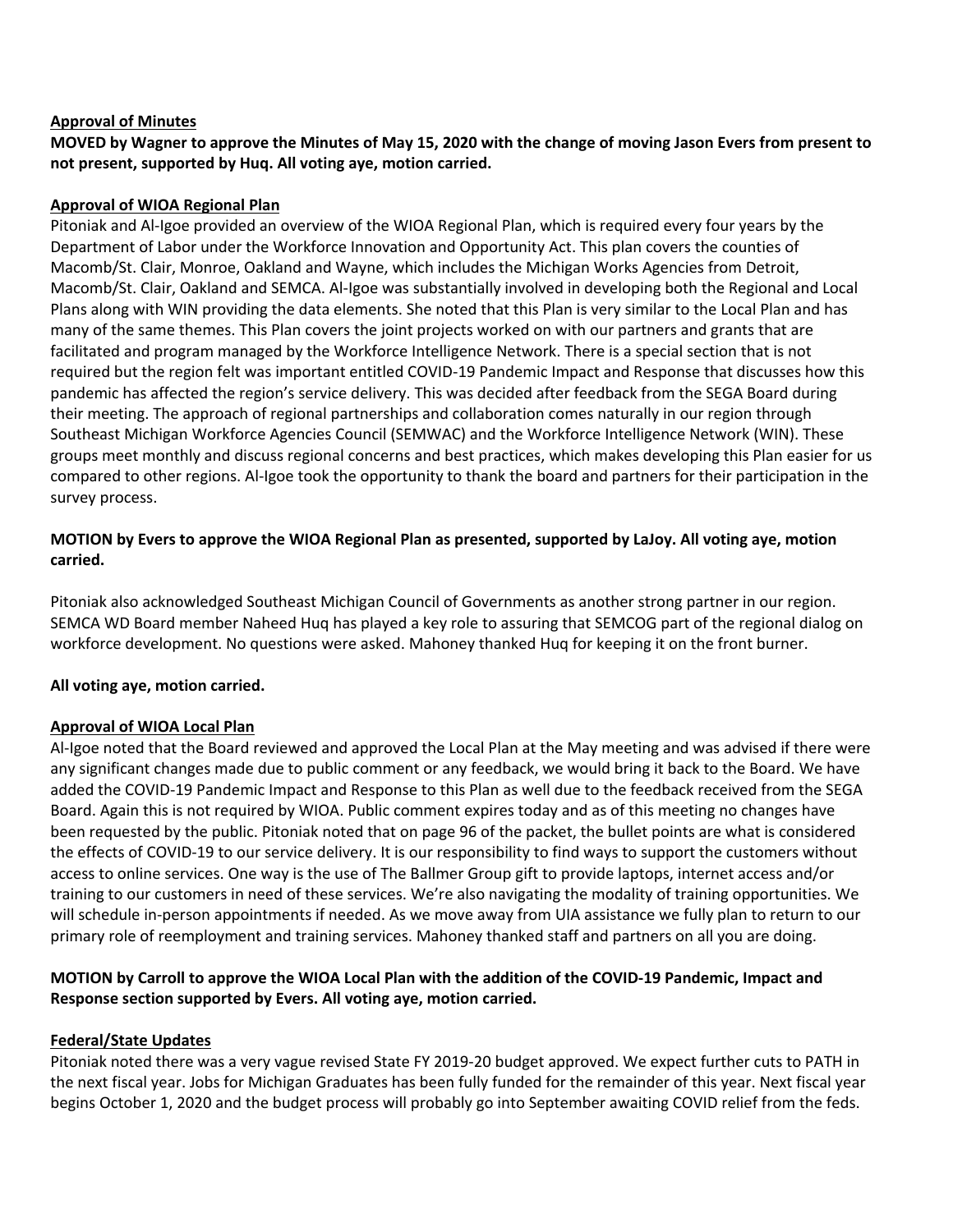**Approval of Minutes**

**MOVED by Wagner to approve the Minutes of May 15, 2020 with the change of moving Jason Evers from present to not present, supported by Huq. All voting aye, motion carried.**

**Approval of WIOA Regional Plan**

Pitoniak and Al-Igoe provided an overview of the WIOA Regional Plan, which is required every four years by the Department of Labor under the Workforce Innovation and Opportunity Act. This plan covers the counties of Macomb/St. Clair, Monroe, Oakland and Wayne, which includes the Michigan Works Agencies from Detroit, Macomb/St. Clair, Oakland and SEMCA. Al-Igoe was substantially involved in developing both the Regional and Local Plans along with WIN providing the data elements. She noted that this Plan is very similar to the Local Plan and has many of the same themes. This Plan covers the joint projects worked on with our partners and grants that are facilitated and program managed by the Workforce Intelligence Network. There is a special section that is not required but the region felt was important entitled COVID-19 Pandemic Impact and Response that discusses how this pandemic has affected the region's service delivery. This was decided after feedback from the SEGA Board during their meeting. The approach of regional partnerships and collaboration comes naturally in our region through Southeast Michigan Workforce Agencies Council (SEMWAC) and the Workforce Intelligence Network (WIN). These groups meet monthly and discuss regional concerns and best practices, which makes developing this Plan easier for us compared to other regions. Al-Igoe took the opportunity to thank the board and partners for their participation in the survey process.

**MOTION by Evers to approve the WIOA Regional Plan as presented, supported by LaJoy. All voting aye, motion carried.**

Pitoniak also acknowledged Southeast Michigan Council of Governments as another strong partner in our region. SEMCA WD Board member Naheed Huq has played a key role to assuring that SEMCOG part of the regional dialog on workforce development. No questions were asked. Mahoney thanked Huq for keeping it on the front burner.

**All voting aye, motion carried.**

**Approval of WIOA Local Plan**

Al-Igoe noted that the Board reviewed and approved the Local Plan at the May meeting and was advised if there were any significant changes made due to public comment or any feedback, we would bring it back to the Board. We have added the COVID-19 Pandemic Impact and Response to this Plan as well due to the feedback received from the SEGA Board. Again this is not required by WIOA. Public comment expires today and as of this meeting no changes have been requested by the public. Pitoniak noted that on page 96 of the packet, the bullet points are what is considered the effects of COVID-19 to our service delivery. It is our responsibility to find ways to support the customers without access to online services. One way is the use of The Ballmer Group gift to provide laptops, internet access and/or training to our customers in need of these services. We're also navigating the modality of training opportunities. We will schedule in-person appointments if needed. As we move away from UIA assistance we fully plan to return to our primary role of reemployment and training services. Mahoney thanked staff and partners on all you are doing.

**MOTION by Carroll to approve the WIOA Local Plan with the addition of the COVID-19 Pandemic, Impact and Response section supported by Evers. All voting aye, motion carried.**

**Federal/State Updates**

Pitoniak noted there was a very vague revised State FY 2019-20 budget approved. We expect further cuts to PATH in the next fiscal year. Jobs for Michigan Graduates has been fully funded for the remainder of this year. Next fiscal year begins October 1, 2020 and the budget process will probably go into September awaiting COVID relief from the feds.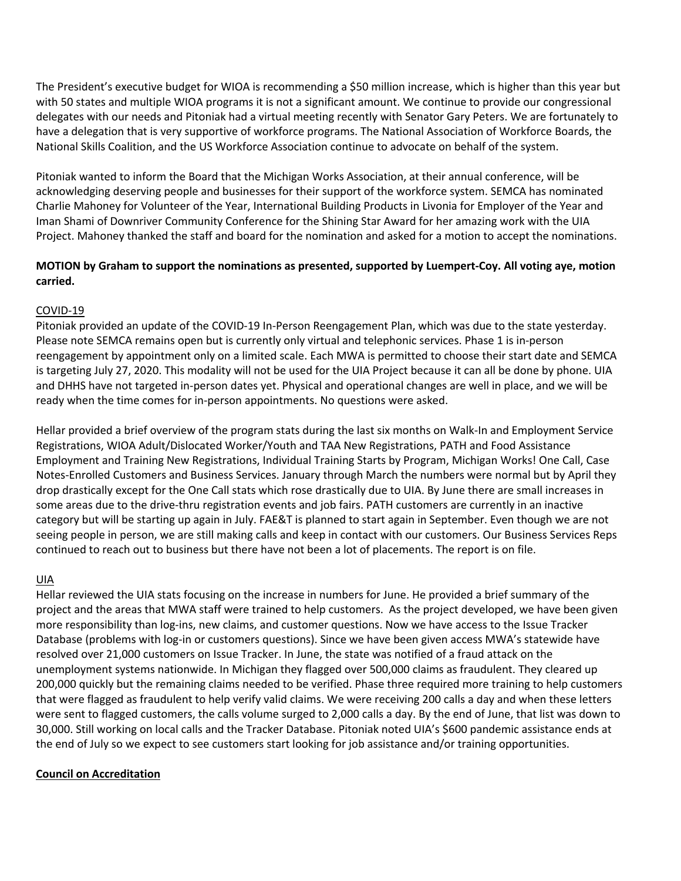The President's executive budget for WIOA is recommending a $50 million increase, which is higher than this year but with 50 states and multiple WIOA programs it is not a significant amount. We continue to provide our congressional delegates with our needs and Pitoniak had a virtual meeting recently with Senator Gary Peters. We are fortunately to have a delegation that is very supportive of workforce programs. The National Association of Workforce Boards, the National Skills Coalition, and the US Workforce Association continue to advocate on behalf of the system.

Pitoniak wanted to inform the Board that the Michigan Works Association, at their annual conference, will be acknowledging deserving people and businesses for their support of the workforce system. SEMCA has nominated Charlie Mahoney for Volunteer of the Year, International Building Products in Livonia for Employer of the Year and Iman Shami of Downriver Community Conference for the Shining Star Award for her amazing work with the UIA Project. Mahoney thanked the staff and board for the nomination and asked for a motion to accept the nominations.

**MOTION by Graham to support the nominations as presented, supported by Luempert-Coy. All voting aye, motion carried.**

<u>COVID-19</u>

Pitoniak provided an update of the COVID-19 In-Person Reengagement Plan, which was due to the state yesterday. Please note SEMCA remains open but is currently only virtual and telephonic services. Phase 1 is in-person reengagement by appointment only on a limited scale. Each MWA is permitted to choose their start date and SEMCA is targeting July 27, 2020. This modality will not be used for the UIA Project because it can all be done by phone. UIA and DHHS have not targeted in-person dates yet. Physical and operational changes are well in place, and we will be ready when the time comes for in-person appointments. No questions were asked.

Hellar provided a brief overview of the program stats during the last six months on Walk-In and Employment Service Registrations, WIOA Adult/Dislocated Worker/Youth and TAA New Registrations, PATH and Food Assistance Employment and Training New Registrations, Individual Training Starts by Program, Michigan Works! One Call, Case Notes-Enrolled Customers and Business Services. January through March the numbers were normal but by April they drop drastically except for the One Call stats which rose drastically due to UIA. By June there are small increases in some areas due to the drive-thru registration events and job fairs. PATH customers are currently in an inactive category but will be starting up again in July. FAE&T is planned to start again in September. Even though we are not seeing people in person, we are still making calls and keep in contact with our customers. Our Business Services Reps continued to reach out to business but there have not been a lot of placements. The report is on file.

<u>UIA</u>

Hellar reviewed the UIA stats focusing on the increase in numbers for June. He provided a brief summary of the project and the areas that MWA staff were trained to help customers. As the project developed, we have been given more responsibility than log-ins, new claims, and customer questions. Now we have access to the Issue Tracker Database (problems with log-in or customers questions). Since we have been given access MWA's statewide have resolved over 21,000 customers on Issue Tracker. In June, the state was notified of a fraud attack on the unemployment systems nationwide. In Michigan they flagged over 500,000 claims as fraudulent. They cleared up 200,000 quickly but the remaining claims needed to be verified. Phase three required more training to help customers that were flagged as fraudulent to help verify valid claims. We were receiving 200 calls a day and when these letters were sent to flagged customers, the calls volume surged to 2,000 calls a day. By the end of June, that list was down to 30,000. Still working on local calls and the Tracker Database. Pitoniak noted UIA's $600 pandemic assistance ends at the end of July so we expect to see customers start looking for job assistance and/or training opportunities.

**<u>Council on Accreditation</u>**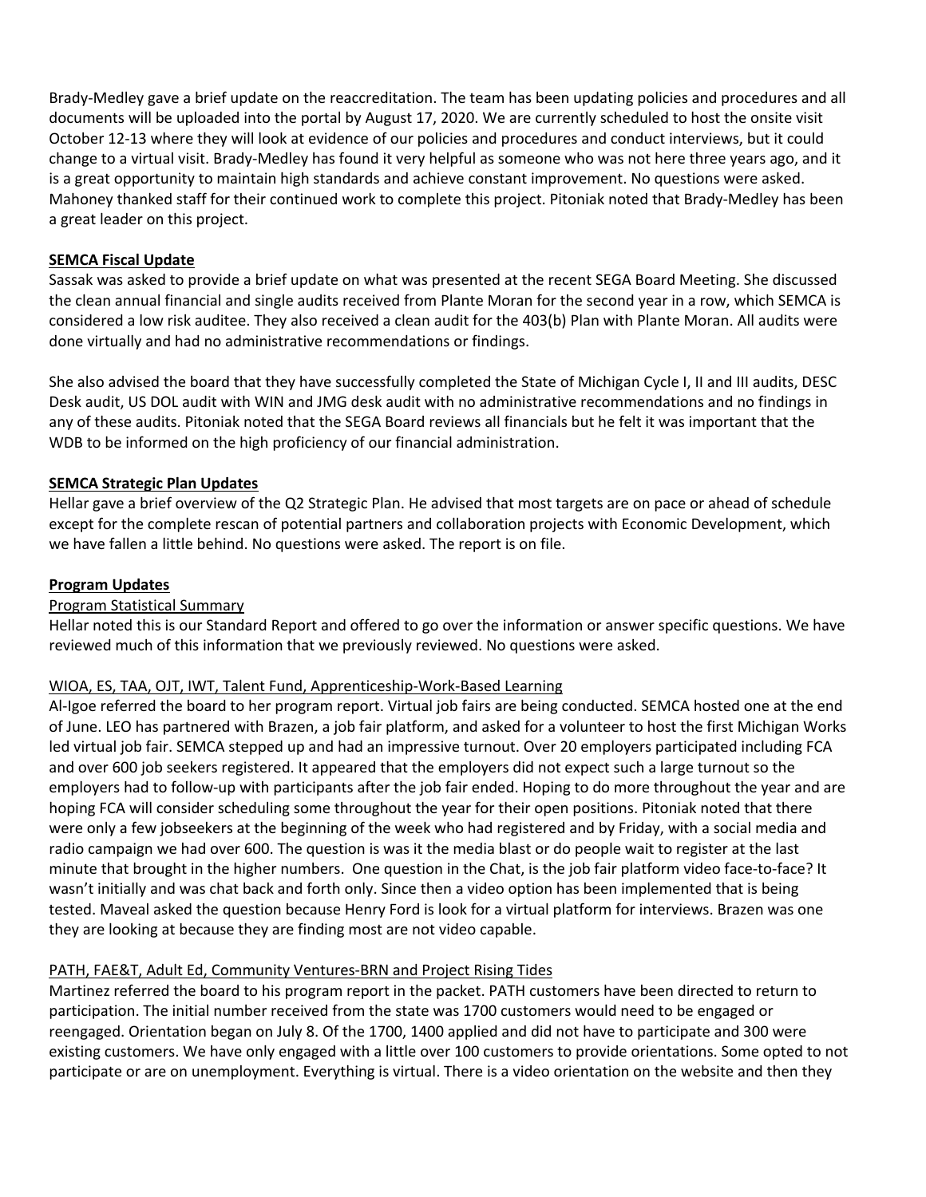Brady-Medley gave a brief update on the reaccreditation. The team has been updating policies and procedures and all documents will be uploaded into the portal by August 17, 2020. We are currently scheduled to host the onsite visit October 12-13 where they will look at evidence of our policies and procedures and conduct interviews, but it could change to a virtual visit. Brady-Medley has found it very helpful as someone who was not here three years ago, and it is a great opportunity to maintain high standards and achieve constant improvement. No questions were asked. Mahoney thanked staff for their continued work to complete this project. Pitoniak noted that Brady-Medley has been a great leader on this project.

**SEMCA Fiscal Update**

Sassak was asked to provide a brief update on what was presented at the recent SEGA Board Meeting. She discussed the clean annual financial and single audits received from Plante Moran for the second year in a row, which SEMCA is considered a low risk auditee. They also received a clean audit for the 403(b) Plan with Plante Moran. All audits were done virtually and had no administrative recommendations or findings.

She also advised the board that they have successfully completed the State of Michigan Cycle I, II and III audits, DESC Desk audit, US DOL audit with WIN and JMG desk audit with no administrative recommendations and no findings in any of these audits. Pitoniak noted that the SEGA Board reviews all financials but he felt it was important that the WDB to be informed on the high proficiency of our financial administration.

**SEMCA Strategic Plan Updates**

Hellar gave a brief overview of the Q2 Strategic Plan. He advised that most targets are on pace or ahead of schedule except for the complete rescan of potential partners and collaboration projects with Economic Development, which we have fallen a little behind. No questions were asked. The report is on file.

**Program Updates**

Program Statistical Summary

Hellar noted this is our Standard Report and offered to go over the information or answer specific questions. We have reviewed much of this information that we previously reviewed. No questions were asked.

WIOA, ES, TAA, OJT, IWT, Talent Fund, Apprenticeship-Work-Based Learning

Al-Igoe referred the board to her program report. Virtual job fairs are being conducted. SEMCA hosted one at the end of June. LEO has partnered with Brazen, a job fair platform, and asked for a volunteer to host the first Michigan Works led virtual job fair. SEMCA stepped up and had an impressive turnout. Over 20 employers participated including FCA and over 600 job seekers registered. It appeared that the employers did not expect such a large turnout so the employers had to follow-up with participants after the job fair ended. Hoping to do more throughout the year and are hoping FCA will consider scheduling some throughout the year for their open positions. Pitoniak noted that there were only a few jobseekers at the beginning of the week who had registered and by Friday, with a social media and radio campaign we had over 600. The question is was it the media blast or do people wait to register at the last minute that brought in the higher numbers. One question in the Chat, is the job fair platform video face-to-face? It wasn't initially and was chat back and forth only. Since then a video option has been implemented that is being tested. Maveal asked the question because Henry Ford is look for a virtual platform for interviews. Brazen was one they are looking at because they are finding most are not video capable.

PATH, FAE&T, Adult Ed, Community Ventures-BRN and Project Rising Tides

Martinez referred the board to his program report in the packet. PATH customers have been directed to return to participation. The initial number received from the state was 1700 customers would need to be engaged or reengaged. Orientation began on July 8. Of the 1700, 1400 applied and did not have to participate and 300 were existing customers. We have only engaged with a little over 100 customers to provide orientations. Some opted to not participate or are on unemployment. Everything is virtual. There is a video orientation on the website and then they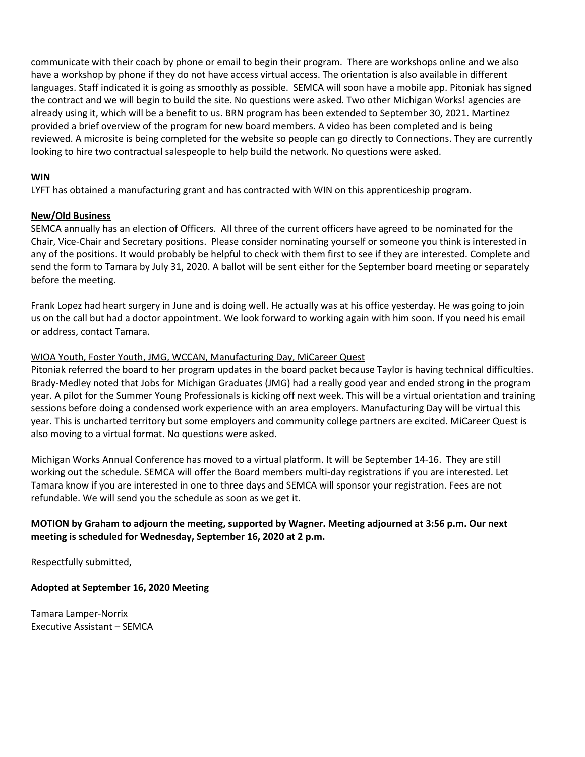communicate with their coach by phone or email to begin their program. There are workshops online and we also have a workshop by phone if they do not have access virtual access. The orientation is also available in different languages. Staff indicated it is going as smoothly as possible. SEMCA will soon have a mobile app. Pitoniak has signed the contract and we will begin to build the site. No questions were asked. Two other Michigan Works! agencies are already using it, which will be a benefit to us. BRN program has been extended to September 30, 2021. Martinez provided a brief overview of the program for new board members. A video has been completed and is being reviewed. A microsite is being completed for the website so people can go directly to Connections. They are currently looking to hire two contractual salespeople to help build the network. No questions were asked.

**WIN**

LYFT has obtained a manufacturing grant and has contracted with WIN on this apprenticeship program.

**New/Old Business**

SEMCA annually has an election of Officers. All three of the current officers have agreed to be nominated for the Chair, Vice-Chair and Secretary positions. Please consider nominating yourself or someone you think is interested in any of the positions. It would probably be helpful to check with them first to see if they are interested. Complete and send the form to Tamara by July 31, 2020. A ballot will be sent either for the September board meeting or separately before the meeting.

Frank Lopez had heart surgery in June and is doing well. He actually was at his office yesterday. He was going to join us on the call but had a doctor appointment. We look forward to working again with him soon. If you need his email or address, contact Tamara.

WIOA Youth, Foster Youth, JMG, WCCAN, Manufacturing Day, MiCareer Quest

Pitoniak referred the board to her program updates in the board packet because Taylor is having technical difficulties. Brady-Medley noted that Jobs for Michigan Graduates (JMG) had a really good year and ended strong in the program year. A pilot for the Summer Young Professionals is kicking off next week. This will be a virtual orientation and training sessions before doing a condensed work experience with an area employers. Manufacturing Day will be virtual this year. This is uncharted territory but some employers and community college partners are excited. MiCareer Quest is also moving to a virtual format. No questions were asked.

Michigan Works Annual Conference has moved to a virtual platform. It will be September 14-16. They are still working out the schedule. SEMCA will offer the Board members multi-day registrations if you are interested. Let Tamara know if you are interested in one to three days and SEMCA will sponsor your registration. Fees are not refundable. We will send you the schedule as soon as we get it.

**MOTION by Graham to adjourn the meeting, supported by Wagner. Meeting adjourned at 3:56 p.m. Our next meeting is scheduled for Wednesday, September 16, 2020 at 2 p.m.**

Respectfully submitted,

**Adopted at September 16, 2020 Meeting**

Tamara Lamper-Norrix
Executive Assistant – SEMCA